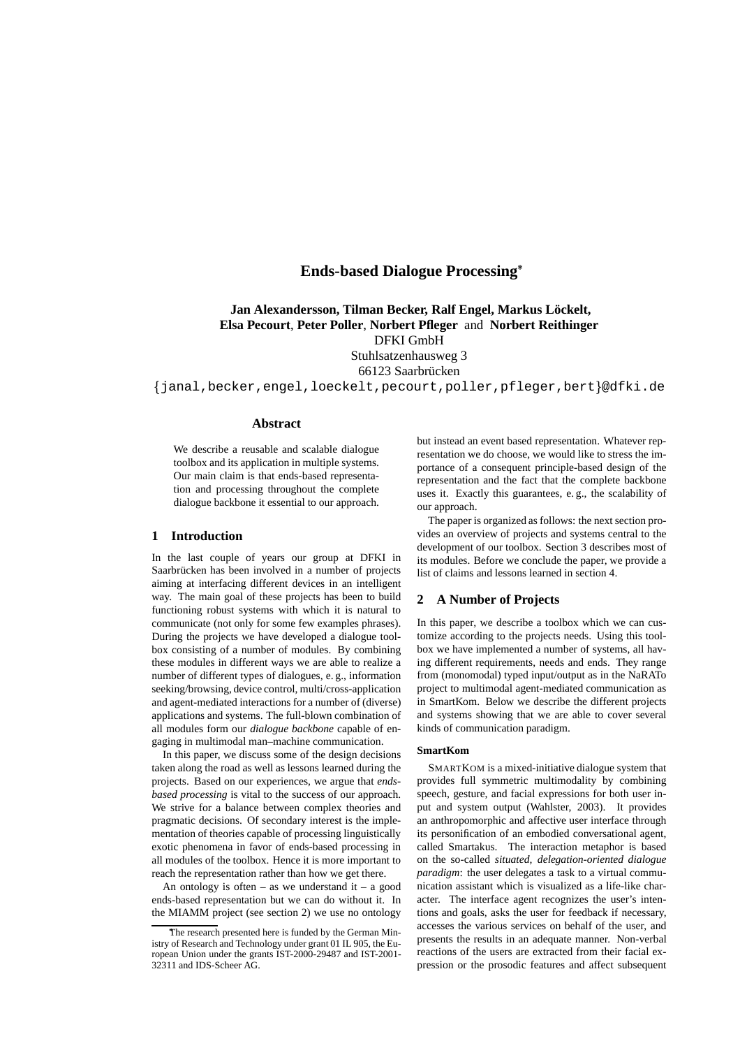# Ends-based Dialogue Processing*

**Jan Alexandersson, Tilman Becker, Ralf Engel, Markus Löckelt, Elsa Pecourt, Peter Poller, Norbert Pfleger and Norbert Reithinger**
DFKI GmbH
Stuhlsatzenhausweg 3
66123 Saarbrücken
{janal,becker,engel,loeckelt,pecourt,poller,pfleger,bert}@dfki.de

## Abstract

We describe a reusable and scalable dialogue toolbox and its application in multiple systems. Our main claim is that ends-based representation and processing throughout the complete dialogue backbone it essential to our approach.

## 1 Introduction

In the last couple of years our group at DFKI in Saarbrücken has been involved in a number of projects aiming at interfacing different devices in an intelligent way. The main goal of these projects has been to build functioning robust systems with which it is natural to communicate (not only for some few examples phrases). During the projects we have developed a dialogue toolbox consisting of a number of modules. By combining these modules in different ways we are able to realize a number of different types of dialogues, e. g., information seeking/browsing, device control, multi/cross-application and agent-mediated interactions for a number of (diverse) applications and systems. The full-blown combination of all modules form our *dialogue backbone* capable of engaging in multimodal man–machine communication.

In this paper, we discuss some of the design decisions taken along the road as well as lessons learned during the projects. Based on our experiences, we argue that *ends-based processing* is vital to the success of our approach. We strive for a balance between complex theories and pragmatic decisions. Of secondary interest is the implementation of theories capable of processing linguistically exotic phenomena in favor of ends-based processing in all modules of the toolbox. Hence it is more important to reach the representation rather than how we get there.

An ontology is often – as we understand it – a good ends-based representation but we can do without it. In the MIAMM project (see section 2) we use no ontology but instead an event based representation. Whatever representation we do choose, we would like to stress the importance of a consequent principle-based design of the representation and the fact that the complete backbone uses it. Exactly this guarantees, e. g., the scalability of our approach.

The paper is organized as follows: the next section provides an overview of projects and systems central to the development of our toolbox. Section 3 describes most of its modules. Before we conclude the paper, we provide a list of claims and lessons learned in section 4.

## 2 A Number of Projects

In this paper, we describe a toolbox which we can customize according to the projects needs. Using this toolbox we have implemented a number of systems, all having different requirements, needs and ends. They range from (monomodal) typed input/output as in the NaRATo project to multimodal agent-mediated communication as in SmartKom. Below we describe the different projects and systems showing that we are able to cover several kinds of communication paradigm.

#### SmartKom

SmartKom is a mixed-initiative dialogue system that provides full symmetric multimodality by combining speech, gesture, and facial expressions for both user input and system output (Wahlster, 2003). It provides an anthropomorphic and affective user interface through its personification of an embodied conversational agent, called Smartakus. The interaction metaphor is based on the so-called *situated, delegation-oriented dialogue paradigm*: the user delegates a task to a virtual communication assistant which is visualized as a life-like character. The interface agent recognizes the user's intentions and goals, asks the user for feedback if necessary, accesses the various services on behalf of the user, and presents the results in an adequate manner. Non-verbal reactions of the users are extracted from their facial expression or the prosodic features and affect subsequent

*The research presented here is funded by the German Ministry of Research and Technology under grant 01 IL 905, the European Union under the grants IST-2000-29487 and IST-2001-32311 and IDS-Scheer AG.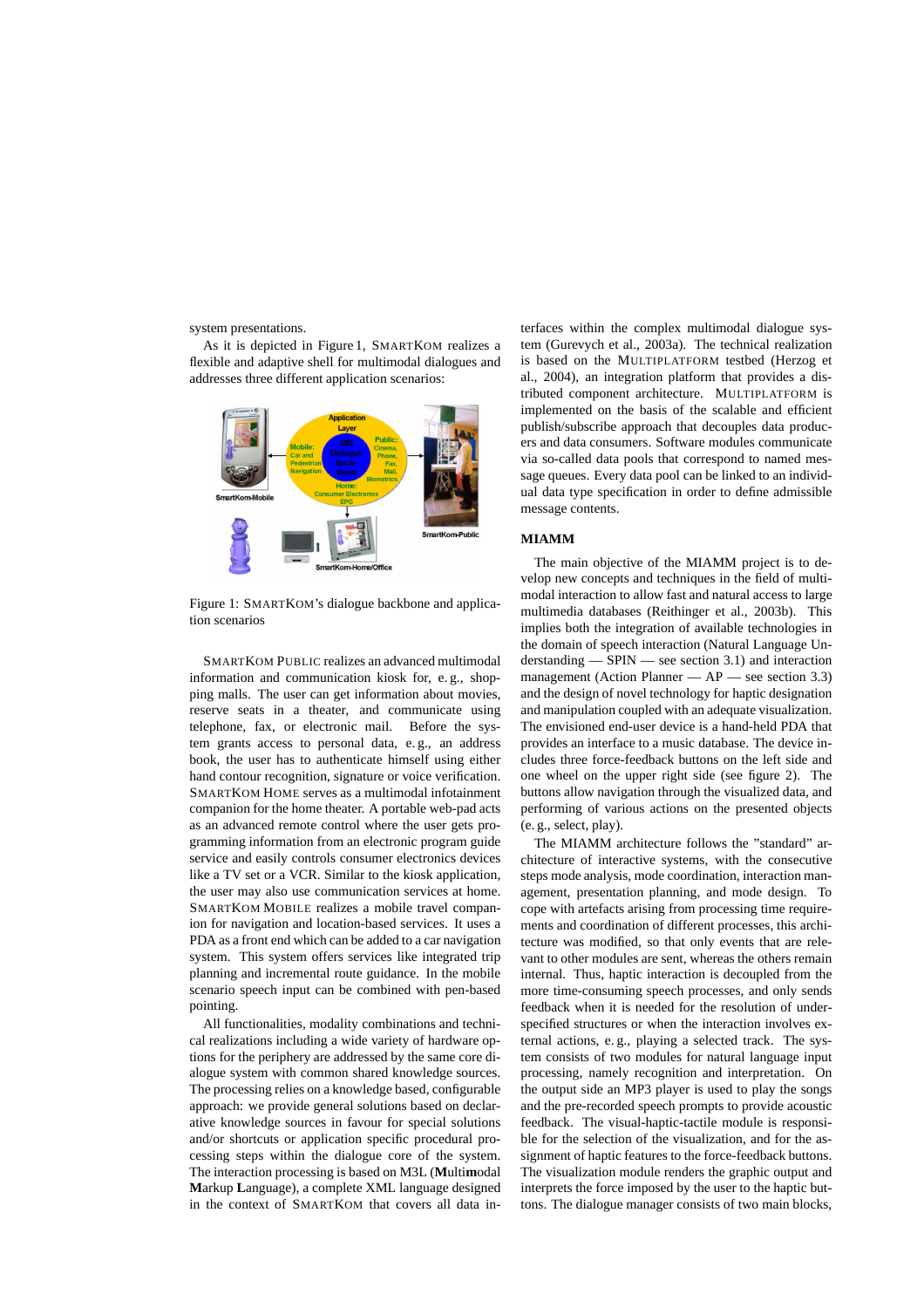system presentations.

As it is depicted in Figure 1, SMARTKOM realizes a flexible and adaptive shell for multimodal dialogues and addresses three different application scenarios:

Figure 1: SMARTKOM's dialogue backbone and application scenarios

SMARTKOM PUBLIC realizes an advanced multimodal information and communication kiosk for, e. g., shopping malls. The user can get information about movies, reserve seats in a theater, and communicate using telephone, fax, or electronic mail. Before the system grants access to personal data, e. g., an address book, the user has to authenticate himself using either hand contour recognition, signature or voice verification. SMARTKOM HOME serves as a multimodal infotainment companion for the home theater. A portable web-pad acts as an advanced remote control where the user gets programming information from an electronic program guide service and easily controls consumer electronics devices like a TV set or a VCR. Similar to the kiosk application, the user may also use communication services at home. SMARTKOM MOBILE realizes a mobile travel companion for navigation and location-based services. It uses a PDA as a front end which can be added to a car navigation system. This system offers services like integrated trip planning and incremental route guidance. In the mobile scenario speech input can be combined with pen-based pointing.

All functionalities, modality combinations and technical realizations including a wide variety of hardware options for the periphery are addressed by the same core dialogue system with common shared knowledge sources. The processing relies on a knowledge based, configurable approach: we provide general solutions based on declarative knowledge sources in favour for special solutions and/or shortcuts or application specific procedural processing steps within the dialogue core of the system. The interaction processing is based on M3L (**M**ulti**m**odal **M**arkup **L**anguage), a complete XML language designed in the context of SMARTKOM that covers all data interfaces within the complex multimodal dialogue system (Gurevych et al., 2003a). The technical realization is based on the MULTIPLATFORM testbed (Herzog et al., 2004), an integration platform that provides a distributed component architecture. MULTIPLATFORM is implemented on the basis of the scalable and efficient publish/subscribe approach that decouples data producers and data consumers. Software modules communicate via so-called data pools that correspond to named message queues. Every data pool can be linked to an individual data type specification in order to define admissible message contents.

**MIAMM**

The main objective of the MIAMM project is to develop new concepts and techniques in the field of multimodal interaction to allow fast and natural access to large multimedia databases (Reithinger et al., 2003b). This implies both the integration of available technologies in the domain of speech interaction (Natural Language Understanding — SPIN — see section 3.1) and interaction management (Action Planner — AP — see section 3.3) and the design of novel technology for haptic designation and manipulation coupled with an adequate visualization. The envisioned end-user device is a hand-held PDA that provides an interface to a music database. The device includes three force-feedback buttons on the left side and one wheel on the upper right side (see figure 2). The buttons allow navigation through the visualized data, and performing of various actions on the presented objects (e. g., select, play).

The MIAMM architecture follows the "standard" architecture of interactive systems, with the consecutive steps mode analysis, mode coordination, interaction management, presentation planning, and mode design. To cope with artefacts arising from processing time requirements and coordination of different processes, this architecture was modified, so that only events that are relevant to other modules are sent, whereas the others remain internal. Thus, haptic interaction is decoupled from the more time-consuming speech processes, and only sends feedback when it is needed for the resolution of underspecified structures or when the interaction involves external actions, e. g., playing a selected track. The system consists of two modules for natural language input processing, namely recognition and interpretation. On the output side an MP3 player is used to play the songs and the pre-recorded speech prompts to provide acoustic feedback. The visual-haptic-tactile module is responsible for the selection of the visualization, and for the assignment of haptic features to the force-feedback buttons. The visualization module renders the graphic output and interprets the force imposed by the user to the haptic buttons. The dialogue manager consists of two main blocks,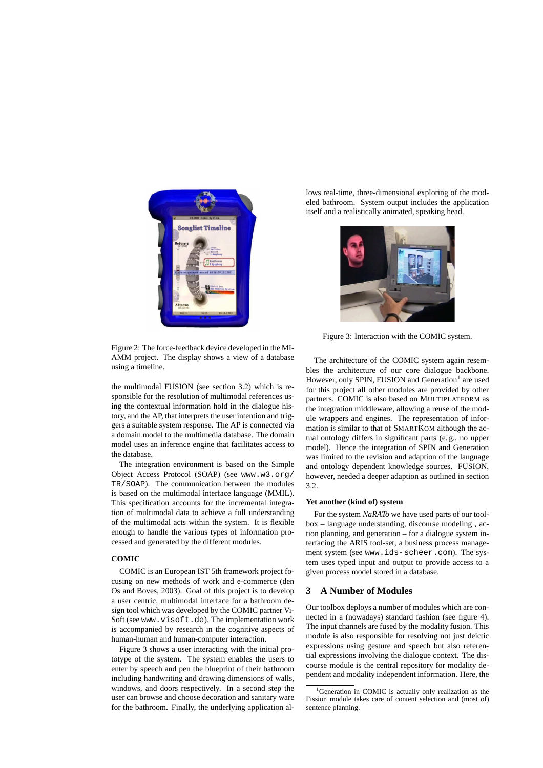Figure 2: The force-feedback device developed in the MIAMM project. The display shows a view of a database using a timeline.

the multimodal FUSION (see section 3.2) which is responsible for the resolution of multimodal references using the contextual information hold in the dialogue history, and the AP, that interprets the user intention and triggers a suitable system response. The AP is connected via a domain model to the multimedia database. The domain model uses an inference engine that facilitates access to the database.

The integration environment is based on the Simple Object Access Protocol (SOAP) (see `www.w3.org/TR/SOAP`). The communication between the modules is based on the multimodal interface language (MMIL). This specification accounts for the incremental integration of multimodal data to achieve a full understanding of the multimodal acts within the system. It is flexible enough to handle the various types of information processed and generated by the different modules.

**COMIC**

COMIC is an European IST 5th framework project focusing on new methods of work and e-commerce (den Os and Boves, 2003). Goal of this project is to develop a user centric, multimodal interface for a bathroom design tool which was developed by the COMIC partner ViSoft (see `www.visoft.de`). The implementation work is accompanied by research in the cognitive aspects of human-human and human-computer interaction.

Figure 3 shows a user interacting with the initial prototype of the system. The system enables the users to enter by speech and pen the blueprint of their bathroom including handwriting and drawing dimensions of walls, windows, and doors respectively. In a second step the user can browse and choose decoration and sanitary ware for the bathroom. Finally, the underlying application allows real-time, three-dimensional exploring of the modeled bathroom. System output includes the application itself and a realistically animated, speaking head.

Figure 3: Interaction with the COMIC system.

The architecture of the COMIC system again resembles the architecture of our core dialogue backbone. However, only SPIN, FUSION and Generation[1] are used for this project all other modules are provided by other partners. COMIC is also based on MULTIPLATFORM as the integration middleware, allowing a reuse of the module wrappers and engines. The representation of information is similar to that of SMARTKOM although the actual ontology differs in significant parts (e. g., no upper model). Hence the integration of SPIN and Generation was limited to the revision and adaption of the language and ontology dependent knowledge sources. FUSION, however, needed a deeper adaption as outlined in section 3.2.

**Yet another (kind of) system**

For the system *NaRATo* we have used parts of our toolbox – language understanding, discourse modeling , action planning, and generation – for a dialogue system interfacing the ARIS tool-set, a business process management system (see `www.ids-scheer.com`). The system uses typed input and output to provide access to a given process model stored in a database.

## 3 A Number of Modules

Our toolbox deploys a number of modules which are connected in a (nowadays) standard fashion (see figure 4). The input channels are fused by the modality fusion. This module is also responsible for resolving not just deictic expressions using gesture and speech but also referential expressions involving the dialogue context. The discourse module is the central repository for modality dependent and modality independent information. Here, the

[1] Generation in COMIC is actually only realization as the Fission module takes care of content selection and (most of) sentence planning.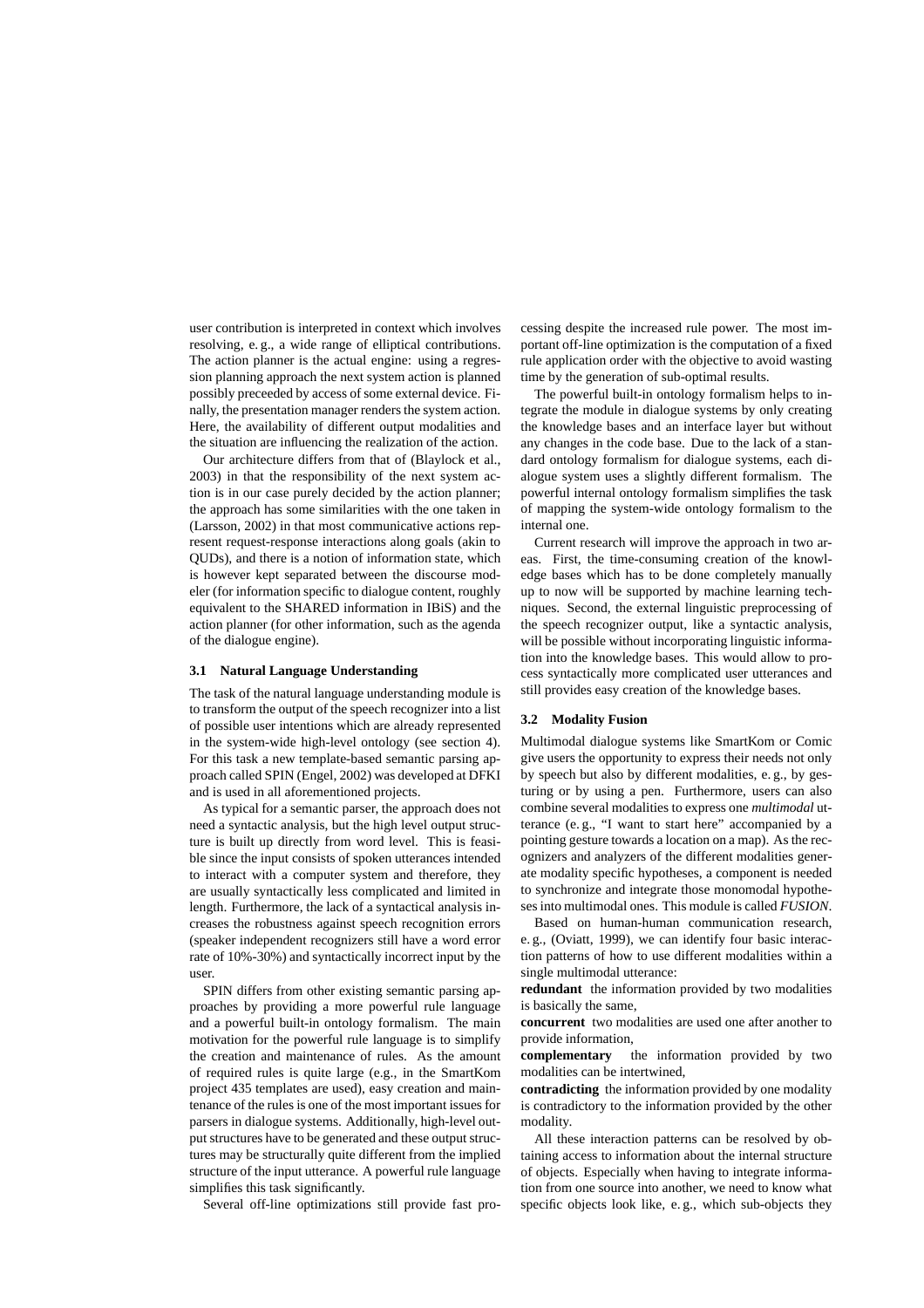user contribution is interpreted in context which involves resolving, e. g., a wide range of elliptical contributions. The action planner is the actual engine: using a regression planning approach the next system action is planned possibly preceeded by access of some external device. Finally, the presentation manager renders the system action. Here, the availability of different output modalities and the situation are influencing the realization of the action.

Our architecture differs from that of (Blaylock et al., 2003) in that the responsibility of the next system action is in our case purely decided by the action planner; the approach has some similarities with the one taken in (Larsson, 2002) in that most communicative actions represent request-response interactions along goals (akin to QUDs), and there is a notion of information state, which is however kept separated between the discourse modeler (for information specific to dialogue content, roughly equivalent to the SHARED information in IBiS) and the action planner (for other information, such as the agenda of the dialogue engine).

### 3.1 Natural Language Understanding

The task of the natural language understanding module is to transform the output of the speech recognizer into a list of possible user intentions which are already represented in the system-wide high-level ontology (see section 4). For this task a new template-based semantic parsing approach called SPIN (Engel, 2002) was developed at DFKI and is used in all aforementioned projects.

As typical for a semantic parser, the approach does not need a syntactic analysis, but the high level output structure is built up directly from word level. This is feasible since the input consists of spoken utterances intended to interact with a computer system and therefore, they are usually syntactically less complicated and limited in length. Furthermore, the lack of a syntactical analysis increases the robustness against speech recognition errors (speaker independent recognizers still have a word error rate of 10%-30%) and syntactically incorrect input by the user.

SPIN differs from other existing semantic parsing approaches by providing a more powerful rule language and a powerful built-in ontology formalism. The main motivation for the powerful rule language is to simplify the creation and maintenance of rules. As the amount of required rules is quite large (e.g., in the SmartKom project 435 templates are used), easy creation and maintenance of the rules is one of the most important issues for parsers in dialogue systems. Additionally, high-level output structures have to be generated and these output structures may be structurally quite different from the implied structure of the input utterance. A powerful rule language simplifies this task significantly.

Several off-line optimizations still provide fast processing despite the increased rule power. The most important off-line optimization is the computation of a fixed rule application order with the objective to avoid wasting time by the generation of sub-optimal results.

The powerful built-in ontology formalism helps to integrate the module in dialogue systems by only creating the knowledge bases and an interface layer but without any changes in the code base. Due to the lack of a standard ontology formalism for dialogue systems, each dialogue system uses a slightly different formalism. The powerful internal ontology formalism simplifies the task of mapping the system-wide ontology formalism to the internal one.

Current research will improve the approach in two areas. First, the time-consuming creation of the knowledge bases which has to be done completely manually up to now will be supported by machine learning techniques. Second, the external linguistic preprocessing of the speech recognizer output, like a syntactic analysis, will be possible without incorporating linguistic information into the knowledge bases. This would allow to process syntactically more complicated user utterances and still provides easy creation of the knowledge bases.

### 3.2 Modality Fusion

Multimodal dialogue systems like SmartKom or Comic give users the opportunity to express their needs not only by speech but also by different modalities, e. g., by gesturing or by using a pen. Furthermore, users can also combine several modalities to express one *multimodal* utterance (e. g., "I want to start here" accompanied by a pointing gesture towards a location on a map). As the recognizers and analyzers of the different modalities generate modality specific hypotheses, a component is needed to synchronize and integrate those monomodal hypotheses into multimodal ones. This module is called *FUSION*.

Based on human-human communication research, e. g., (Oviatt, 1999), we can identify four basic interaction patterns of how to use different modalities within a single multimodal utterance:

**redundant** the information provided by two modalities is basically the same,

**concurrent** two modalities are used one after another to provide information,

**complementary** the information provided by two modalities can be intertwined,

**contradicting** the information provided by one modality is contradictory to the information provided by the other modality.

All these interaction patterns can be resolved by obtaining access to information about the internal structure of objects. Especially when having to integrate information from one source into another, we need to know what specific objects look like, e. g., which sub-objects they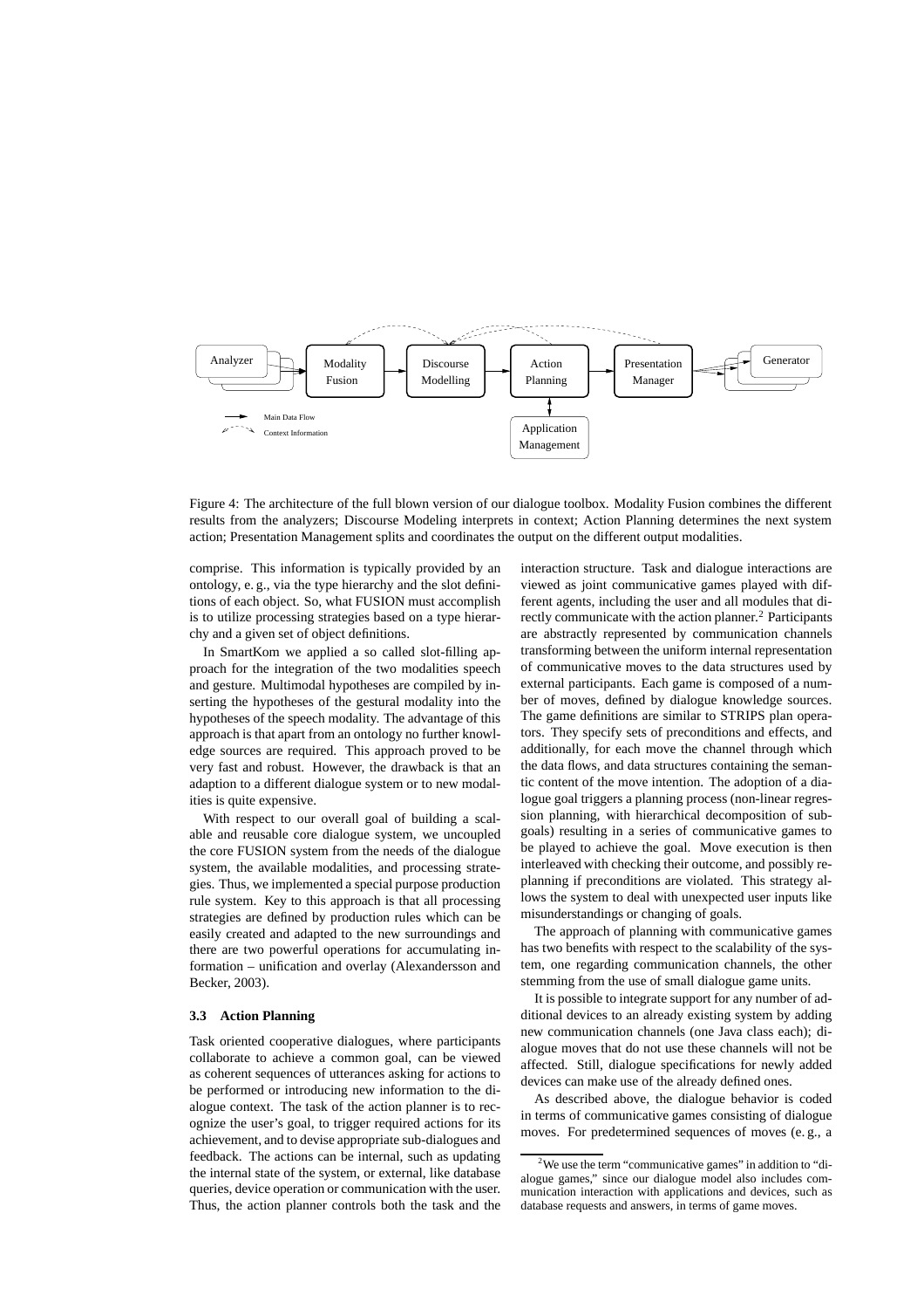Figure 4: The architecture of the full blown version of our dialogue toolbox. Modality Fusion combines the different results from the analyzers; Discourse Modeling interprets in context; Action Planning determines the next system action; Presentation Management splits and coordinates the output on the different output modalities.

comprise. This information is typically provided by an ontology, e. g., via the type hierarchy and the slot definitions of each object. So, what FUSION must accomplish is to utilize processing strategies based on a type hierarchy and a given set of object definitions.

In SmartKom we applied a so called slot-filling approach for the integration of the two modalities speech and gesture. Multimodal hypotheses are compiled by inserting the hypotheses of the gestural modality into the hypotheses of the speech modality. The advantage of this approach is that apart from an ontology no further knowledge sources are required. This approach proved to be very fast and robust. However, the drawback is that an adaption to a different dialogue system or to new modalities is quite expensive.

With respect to our overall goal of building a scalable and reusable core dialogue system, we uncoupled the core FUSION system from the needs of the dialogue system, the available modalities, and processing strategies. Thus, we implemented a special purpose production rule system. Key to this approach is that all processing strategies are defined by production rules which can be easily created and adapted to the new surroundings and there are two powerful operations for accumulating information – unification and overlay (Alexandersson and Becker, 2003).

### 3.3 Action Planning

Task oriented cooperative dialogues, where participants collaborate to achieve a common goal, can be viewed as coherent sequences of utterances asking for actions to be performed or introducing new information to the dialogue context. The task of the action planner is to recognize the user's goal, to trigger required actions for its achievement, and to devise appropriate sub-dialogues and feedback. The actions can be internal, such as updating the internal state of the system, or external, like database queries, device operation or communication with the user. Thus, the action planner controls both the task and the interaction structure. Task and dialogue interactions are viewed as joint communicative games played with different agents, including the user and all modules that directly communicate with the action planner.[2] Participants are abstractly represented by communication channels transforming between the uniform internal representation of communicative moves to the data structures used by external participants. Each game is composed of a number of moves, defined by dialogue knowledge sources. The game definitions are similar to STRIPS plan operators. They specify sets of preconditions and effects, and additionally, for each move the channel through which the data flows, and data structures containing the semantic content of the move intention. The adoption of a dialogue goal triggers a planning process (non-linear regression planning, with hierarchical decomposition of subgoals) resulting in a series of communicative games to be played to achieve the goal. Move execution is then interleaved with checking their outcome, and possibly replanning if preconditions are violated. This strategy allows the system to deal with unexpected user inputs like misunderstandings or changing of goals.

The approach of planning with communicative games has two benefits with respect to the scalability of the system, one regarding communication channels, the other stemming from the use of small dialogue game units.

It is possible to integrate support for any number of additional devices to an already existing system by adding new communication channels (one Java class each); dialogue moves that do not use these channels will not be affected. Still, dialogue specifications for newly added devices can make use of the already defined ones.

As described above, the dialogue behavior is coded in terms of communicative games consisting of dialogue moves. For predetermined sequences of moves (e. g., a

[2] We use the term "communicative games" in addition to "dialogue games," since our dialogue model also includes communication interaction with applications and devices, such as database requests and answers, in terms of game moves.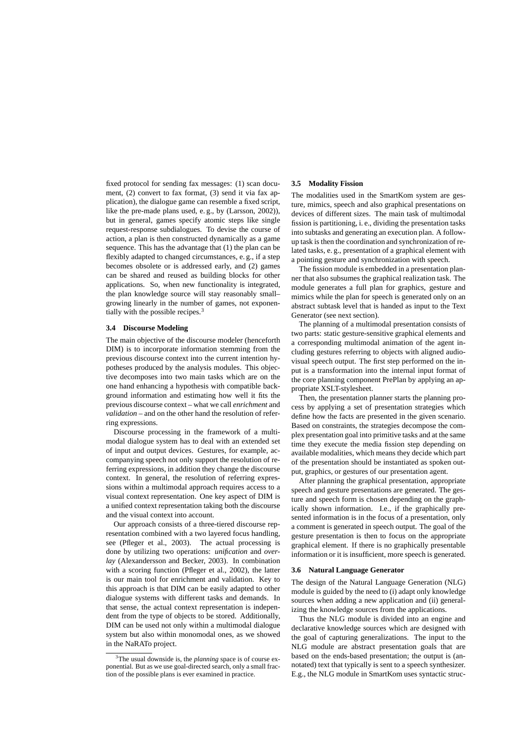fixed protocol for sending fax messages: (1) scan document, (2) convert to fax format, (3) send it via fax application), the dialogue game can resemble a fixed script, like the pre-made plans used, e. g., by (Larsson, 2002)), but in general, games specify atomic steps like single request-response subdialogues. To devise the course of action, a plan is then constructed dynamically as a game sequence. This has the advantage that (1) the plan can be flexibly adapted to changed circumstances, e. g., if a step becomes obsolete or is addressed early, and (2) games can be shared and reused as building blocks for other applications. So, when new functionality is integrated, the plan knowledge source will stay reasonably small–growing linearly in the number of games, not exponentially with the possible recipes.[3]

### 3.4 Discourse Modeling

The main objective of the discourse modeler (henceforth DIM) is to incorporate information stemming from the previous discourse context into the current intention hypotheses produced by the analysis modules. This objective decomposes into two main tasks which are on the one hand enhancing a hypothesis with compatible background information and estimating how well it fits the previous discourse context – what we call *enrichment* and *validation* – and on the other hand the resolution of referring expressions.

Discourse processing in the framework of a multimodal dialogue system has to deal with an extended set of input and output devices. Gestures, for example, accompanying speech not only support the resolution of referring expressions, in addition they change the discourse context. In general, the resolution of referring expressions within a multimodal approach requires access to a visual context representation. One key aspect of DIM is a unified context representation taking both the discourse and the visual context into account.

Our approach consists of a three-tiered discourse representation combined with a two layered focus handling, see (Pfleger et al., 2003). The actual processing is done by utilizing two operations: *unification* and *overlay* (Alexandersson and Becker, 2003). In combination with a scoring function (Pfleger et al., 2002), the latter is our main tool for enrichment and validation. Key to this approach is that DIM can be easily adapted to other dialogue systems with different tasks and demands. In that sense, the actual context representation is independent from the type of objects to be stored. Additionally, DIM can be used not only within a multimodal dialogue system but also within monomodal ones, as we showed in the NaRATo project.

[3]The usual downside is, the *planning* space is of course exponential. But as we use goal-directed search, only a small fraction of the possible plans is ever examined in practice.

### 3.5 Modality Fission

The modalities used in the SmartKom system are gesture, mimics, speech and also graphical presentations on devices of different sizes. The main task of multimodal fission is partitioning, i. e., dividing the presentation tasks into subtasks and generating an execution plan. A follow-up task is then the coordination and synchronization of related tasks, e. g., presentation of a graphical element with a pointing gesture and synchronization with speech.

The fission module is embedded in a presentation planner that also subsumes the graphical realization task. The module generates a full plan for graphics, gesture and mimics while the plan for speech is generated only on an abstract subtask level that is handed as input to the Text Generator (see next section).

The planning of a multimodal presentation consists of two parts: static gesture-sensitive graphical elements and a corresponding multimodal animation of the agent including gestures referring to objects with aligned audio-visual speech output. The first step performed on the input is a transformation into the internal input format of the core planning component PrePlan by applying an appropriate XSLT-stylesheet.

Then, the presentation planner starts the planning process by applying a set of presentation strategies which define how the facts are presented in the given scenario. Based on constraints, the strategies decompose the complex presentation goal into primitive tasks and at the same time they execute the media fission step depending on available modalities, which means they decide which part of the presentation should be instantiated as spoken output, graphics, or gestures of our presentation agent.

After planning the graphical presentation, appropriate speech and gesture presentations are generated. The gesture and speech form is chosen depending on the graphically shown information. I.e., if the graphically presented information is in the focus of a presentation, only a comment is generated in speech output. The goal of the gesture presentation is then to focus on the appropriate graphical element. If there is no graphically presentable information or it is insufficient, more speech is generated.

### 3.6 Natural Language Generator

The design of the Natural Language Generation (NLG) module is guided by the need to (i) adapt only knowledge sources when adding a new application and (ii) generalizing the knowledge sources from the applications.

Thus the NLG module is divided into an engine and declarative knowledge sources which are designed with the goal of capturing generalizations. The input to the NLG module are abstract presentation goals that are based on the ends-based presentation; the output is (annotated) text that typically is sent to a speech synthesizer. E.g., the NLG module in SmartKom uses syntactic struc-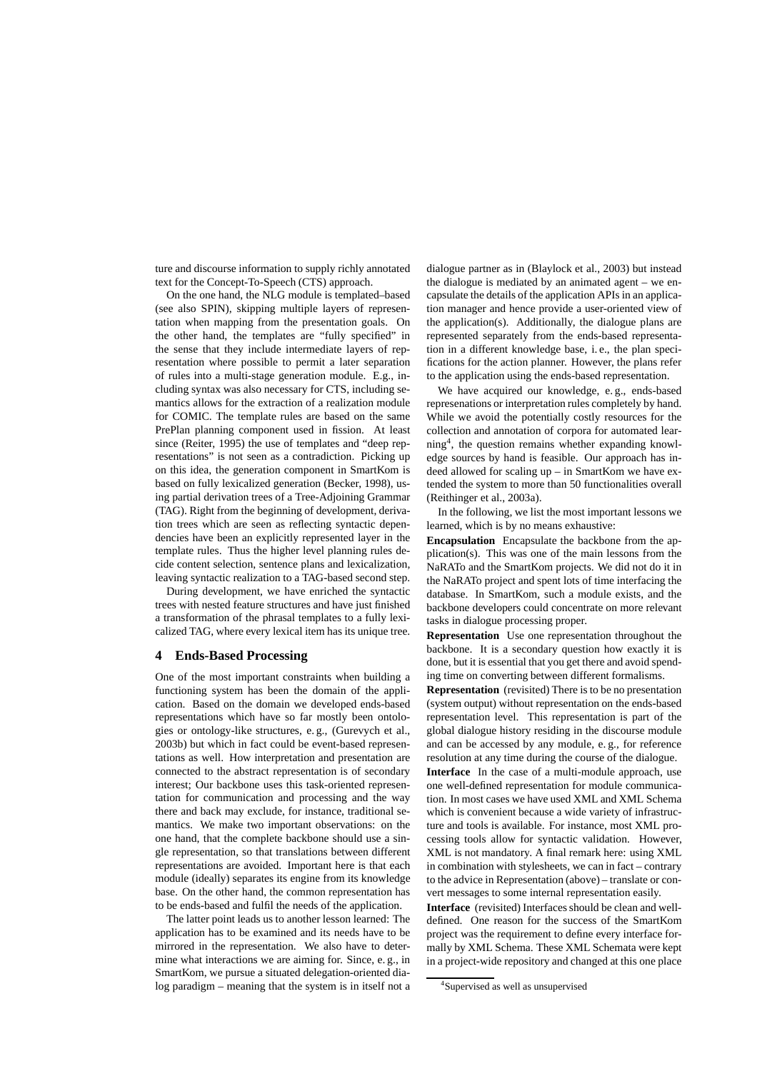ture and discourse information to supply richly annotated text for the Concept-To-Speech (CTS) approach.

On the one hand, the NLG module is templated–based (see also SPIN), skipping multiple layers of representation when mapping from the presentation goals. On the other hand, the templates are "fully specified" in the sense that they include intermediate layers of representation where possible to permit a later separation of rules into a multi-stage generation module. E.g., including syntax was also necessary for CTS, including semantics allows for the extraction of a realization module for COMIC. The template rules are based on the same PrePlan planning component used in fission. At least since (Reiter, 1995) the use of templates and "deep representations" is not seen as a contradiction. Picking up on this idea, the generation component in SmartKom is based on fully lexicalized generation (Becker, 1998), using partial derivation trees of a Tree-Adjoining Grammar (TAG). Right from the beginning of development, derivation trees which are seen as reflecting syntactic dependencies have been an explicitly represented layer in the template rules. Thus the higher level planning rules decide content selection, sentence plans and lexicalization, leaving syntactic realization to a TAG-based second step.

During development, we have enriched the syntactic trees with nested feature structures and have just finished a transformation of the phrasal templates to a fully lexicalized TAG, where every lexical item has its unique tree.

## 4 Ends-Based Processing

One of the most important constraints when building a functioning system has been the domain of the application. Based on the domain we developed ends-based representations which have so far mostly been ontologies or ontology-like structures, e. g., (Gurevych et al., 2003b) but which in fact could be event-based representations as well. How interpretation and presentation are connected to the abstract representation is of secondary interest; Our backbone uses this task-oriented representation for communication and processing and the way there and back may exclude, for instance, traditional semantics. We make two important observations: on the one hand, that the complete backbone should use a single representation, so that translations between different representations are avoided. Important here is that each module (ideally) separates its engine from its knowledge base. On the other hand, the common representation has to be ends-based and fulfil the needs of the application.

The latter point leads us to another lesson learned: The application has to be examined and its needs have to be mirrored in the representation. We also have to determine what interactions we are aiming for. Since, e. g., in SmartKom, we pursue a situated delegation-oriented dialog paradigm – meaning that the system is in itself not a dialogue partner as in (Blaylock et al., 2003) but instead the dialogue is mediated by an animated agent – we encapsulate the details of the application APIs in an application manager and hence provide a user-oriented view of the application(s). Additionally, the dialogue plans are represented separately from the ends-based representation in a different knowledge base, i. e., the plan specifications for the action planner. However, the plans refer to the application using the ends-based representation.

We have acquired our knowledge, e. g., ends-based represenations or interpretation rules completely by hand. While we avoid the potentially costly resources for the collection and annotation of corpora for automated learning[4], the question remains whether expanding knowledge sources by hand is feasible. Our approach has indeed allowed for scaling up – in SmartKom we have extended the system to more than 50 functionalities overall (Reithinger et al., 2003a).

In the following, we list the most important lessons we learned, which is by no means exhaustive:

**Encapsulation** Encapsulate the backbone from the application(s). This was one of the main lessons from the NaRATo and the SmartKom projects. We did not do it in the NaRATo project and spent lots of time interfacing the database. In SmartKom, such a module exists, and the backbone developers could concentrate on more relevant tasks in dialogue processing proper.

**Representation** Use one representation throughout the backbone. It is a secondary question how exactly it is done, but it is essential that you get there and avoid spending time on converting between different formalisms.

**Representation** (revisited) There is to be no presentation (system output) without representation on the ends-based representation level. This representation is part of the global dialogue history residing in the discourse module and can be accessed by any module, e. g., for reference resolution at any time during the course of the dialogue.

**Interface** In the case of a multi-module approach, use one well-defined representation for module communication. In most cases we have used XML and XML Schema which is convenient because a wide variety of infrastructure and tools is available. For instance, most XML processing tools allow for syntactic validation. However, XML is not mandatory. A final remark here: using XML in combination with stylesheets, we can in fact – contrary to the advice in Representation (above) – translate or convert messages to some internal representation easily.

**Interface** (revisited) Interfaces should be clean and well-defined. One reason for the success of the SmartKom project was the requirement to define every interface formally by XML Schema. These XML Schemata were kept in a project-wide repository and changed at this one place

[4] Supervised as well as unsupervised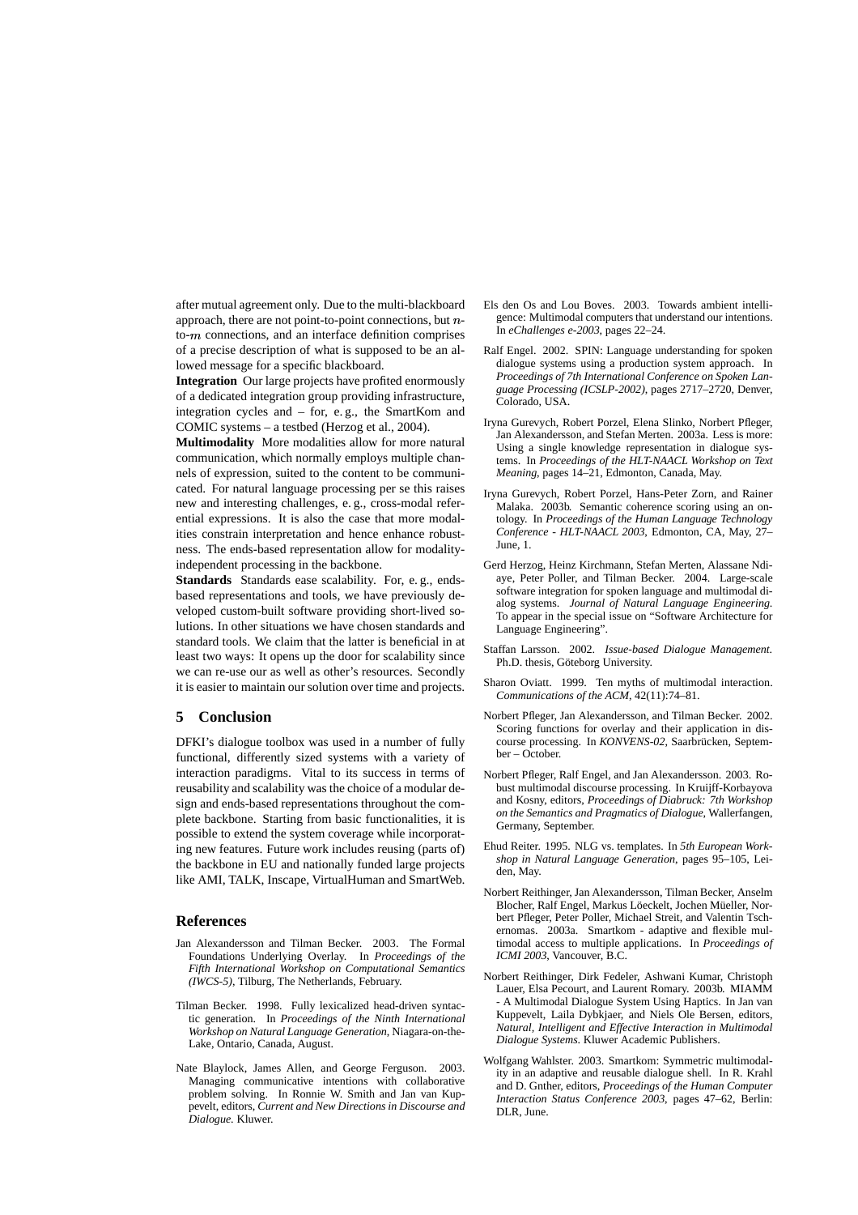after mutual agreement only. Due to the multi-blackboard approach, there are not point-to-point connections, but $n$-to-$m$ connections, and an interface definition comprises of a precise description of what is supposed to be an allowed message for a specific blackboard.

**Integration** Our large projects have profited enormously of a dedicated integration group providing infrastructure, integration cycles and – for, e. g., the SmartKom and COMIC systems – a testbed (Herzog et al., 2004).

**Multimodality** More modalities allow for more natural communication, which normally employs multiple channels of expression, suited to the content to be communicated. For natural language processing per se this raises new and interesting challenges, e. g., cross-modal referential expressions. It is also the case that more modalities constrain interpretation and hence enhance robustness. The ends-based representation allow for modality-independent processing in the backbone.

**Standards** Standards ease scalability. For, e. g., ends-based representations and tools, we have previously developed custom-built software providing short-lived solutions. In other situations we have chosen standards and standard tools. We claim that the latter is beneficial in at least two ways: It opens up the door for scalability since we can re-use our as well as other's resources. Secondly it is easier to maintain our solution over time and projects.

## 5 Conclusion

DFKI's dialogue toolbox was used in a number of fully functional, differently sized systems with a variety of interaction paradigms. Vital to its success in terms of reusability and scalability was the choice of a modular design and ends-based representations throughout the complete backbone. Starting from basic functionalities, it is possible to extend the system coverage while incorporating new features. Future work includes reusing (parts of) the backbone in EU and nationally funded large projects like AMI, TALK, Inscape, VirtualHuman and SmartWeb.

## References

Jan Alexandersson and Tilman Becker. 2003. The Formal Foundations Underlying Overlay. In *Proceedings of the Fifth International Workshop on Computational Semantics (IWCS-5)*, Tilburg, The Netherlands, February.

Tilman Becker. 1998. Fully lexicalized head-driven syntactic generation. In *Proceedings of the Ninth International Workshop on Natural Language Generation*, Niagara-on-the-Lake, Ontario, Canada, August.

Nate Blaylock, James Allen, and George Ferguson. 2003. Managing communicative intentions with collaborative problem solving. In Ronnie W. Smith and Jan van Kuppevelt, editors, *Current and New Directions in Discourse and Dialogue*. Kluwer.

Els den Os and Lou Boves. 2003. Towards ambient intelligence: Multimodal computers that understand our intentions. In *eChallenges e-2003*, pages 22–24.

Ralf Engel. 2002. SPIN: Language understanding for spoken dialogue systems using a production system approach. In *Proceedings of 7th International Conference on Spoken Language Processing (ICSLP-2002)*, pages 2717–2720, Denver, Colorado, USA.

Iryna Gurevych, Robert Porzel, Elena Slinko, Norbert Pfleger, Jan Alexandersson, and Stefan Merten. 2003a. Less is more: Using a single knowledge representation in dialogue systems. In *Proceedings of the HLT-NAACL Workshop on Text Meaning*, pages 14–21, Edmonton, Canada, May.

Iryna Gurevych, Robert Porzel, Hans-Peter Zorn, and Rainer Malaka. 2003b. Semantic coherence scoring using an ontology. In *Proceedings of the Human Language Technology Conference - HLT-NAACL 2003*, Edmonton, CA, May, 27– June, 1.

Gerd Herzog, Heinz Kirchmann, Stefan Merten, Alassane Ndiaye, Peter Poller, and Tilman Becker. 2004. Large-scale software integration for spoken language and multimodal dialog systems. *Journal of Natural Language Engineering*. To appear in the special issue on "Software Architecture for Language Engineering".

Staffan Larsson. 2002. *Issue-based Dialogue Management*. Ph.D. thesis, Göteborg University.

Sharon Oviatt. 1999. Ten myths of multimodal interaction. *Communications of the ACM*, 42(11):74–81.

Norbert Pfleger, Jan Alexandersson, and Tilman Becker. 2002. Scoring functions for overlay and their application in discourse processing. In *KONVENS-02*, Saarbrücken, September – October.

Norbert Pfleger, Ralf Engel, and Jan Alexandersson. 2003. Robust multimodal discourse processing. In Kruijff-Korbayova and Kosny, editors, *Proceedings of Diabruck: 7th Workshop on the Semantics and Pragmatics of Dialogue*, Wallerfangen, Germany, September.

Ehud Reiter. 1995. NLG vs. templates. In *5th European Workshop in Natural Language Generation*, pages 95–105, Leiden, May.

Norbert Reithinger, Jan Alexandersson, Tilman Becker, Anselm Blocher, Ralf Engel, Markus Löeckelt, Jochen Müeller, Norbert Pfleger, Peter Poller, Michael Streit, and Valentin Tschernomas. 2003a. Smartkom - adaptive and flexible multimodal access to multiple applications. In *Proceedings of ICMI 2003*, Vancouver, B.C.

Norbert Reithinger, Dirk Fedeler, Ashwani Kumar, Christoph Lauer, Elsa Pecourt, and Laurent Romary. 2003b. MIAMM - A Multimodal Dialogue System Using Haptics. In Jan van Kuppevelt, Laila Dybkjaer, and Niels Ole Bersen, editors, *Natural, Intelligent and Effective Interaction in Multimodal Dialogue Systems*. Kluwer Academic Publishers.

Wolfgang Wahlster. 2003. Smartkom: Symmetric multimodality in an adaptive and reusable dialogue shell. In R. Krahl and D. Gnther, editors, *Proceedings of the Human Computer Interaction Status Conference 2003*, pages 47–62, Berlin: DLR, June.